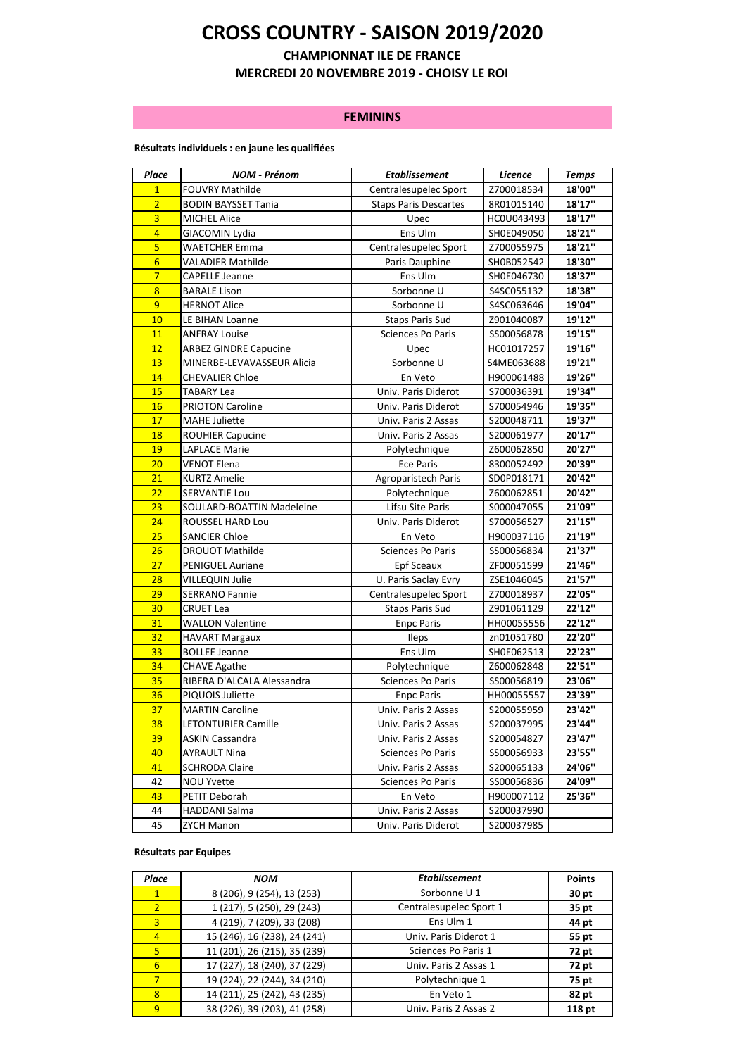# CROSS COUNTRY - SAISON 2019/2020

## CHAMPIONNAT ILE DE FRANCE

## MERCREDI 20 NOVEMBRE 2019 - CHOISY LE ROI

### FEMININS

**Résultats individuels : en jaune les qualifiées**

| Place | NOM - Prénom | Etablissement | Licence | Temps |
|---|---|---|---|---|
| 1 | FOUVRY Mathilde | Centralesupelec Sport | Z700018534 | 18'00'' |
| 2 | BODIN BAYSSET Tania | Staps Paris Descartes | 8R01015140 | 18'17'' |
| 3 | MICHEL Alice | Upec | HC0U043493 | 18'17'' |
| 4 | GIACOMIN Lydia | Ens Ulm | SH0E049050 | 18'21'' |
| 5 | WAETCHER Emma | Centralesupelec Sport | Z700055975 | 18'21'' |
| 6 | VALADIER Mathilde | Paris Dauphine | SH0B052542 | 18'30'' |
| 7 | CAPELLE Jeanne | Ens Ulm | SH0E046730 | 18'37'' |
| 8 | BARALE Lison | Sorbonne U | S4SC055132 | 18'38'' |
| 9 | HERNOT Alice | Sorbonne U | S4SC063646 | 19'04'' |
| 10 | LE BIHAN Loanne | Staps Paris Sud | Z901040087 | 19'12'' |
| 11 | ANFRAY Louise | Sciences Po Paris | SS00056878 | 19'15'' |
| 12 | ARBEZ GINDRE Capucine | Upec | HC01017257 | 19'16'' |
| 13 | MINERBE-LEVAVASSEUR Alicia | Sorbonne U | S4ME063688 | 19'21'' |
| 14 | CHEVALIER Chloe | En Veto | H900061488 | 19'26'' |
| 15 | TABARY Lea | Univ. Paris Diderot | S700036391 | 19'34'' |
| 16 | PRIOTON Caroline | Univ. Paris Diderot | S700054946 | 19'35'' |
| 17 | MAHE Juliette | Univ. Paris 2 Assas | S200048711 | 19'37'' |
| 18 | ROUHIER Capucine | Univ. Paris 2 Assas | S200061977 | 20'17'' |
| 19 | LAPLACE Marie | Polytechnique | Z600062850 | 20'27'' |
| 20 | VENOT Elena | Ece Paris | 8300052492 | 20'39'' |
| 21 | KURTZ Amelie | Agroparistech Paris | SD0P018171 | 20'42'' |
| 22 | SERVANTIE Lou | Polytechnique | Z600062851 | 20'42'' |
| 23 | SOULARD-BOATTIN Madeleine | Lifsu Site Paris | S000047055 | 21'09'' |
| 24 | ROUSSEL HARD Lou | Univ. Paris Diderot | S700056527 | 21'15'' |
| 25 | SANCIER Chloe | En Veto | H900037116 | 21'19'' |
| 26 | DROUOT Mathilde | Sciences Po Paris | SS00056834 | 21'37'' |
| 27 | PENIGUEL Auriane | Epf Sceaux | ZF00051599 | 21'46'' |
| 28 | VILLEQUIN Julie | U. Paris Saclay Evry | ZSE1046045 | 21'57'' |
| 29 | SERRANO Fannie | Centralesupelec Sport | Z700018937 | 22'05'' |
| 30 | CRUET Lea | Staps Paris Sud | Z901061129 | 22'12'' |
| 31 | WALLON Valentine | Enpc Paris | HH00055556 | 22'12'' |
| 32 | HAVART Margaux | Ileps | zn01051780 | 22'20'' |
| 33 | BOLLEE Jeanne | Ens Ulm | SH0E062513 | 22'23'' |
| 34 | CHAVE Agathe | Polytechnique | Z600062848 | 22'51'' |
| 35 | RIBERA D'ALCALA Alessandra | Sciences Po Paris | SS00056819 | 23'06'' |
| 36 | PIQUOIS Juliette | Enpc Paris | HH00055557 | 23'39'' |
| 37 | MARTIN Caroline | Univ. Paris 2 Assas | S200055959 | 23'42'' |
| 38 | LETONTURIER Camille | Univ. Paris 2 Assas | S200037995 | 23'44'' |
| 39 | ASKIN Cassandra | Univ. Paris 2 Assas | S200054827 | 23'47'' |
| 40 | AYRAULT Nina | Sciences Po Paris | SS00056933 | 23'55'' |
| 41 | SCHRODA Claire | Univ. Paris 2 Assas | S200065133 | 24'06'' |
| 42 | NOU Yvette | Sciences Po Paris | SS00056836 | 24'09'' |
| 43 | PETIT Deborah | En Veto | H900007112 | 25'36'' |
| 44 | HADDANI Salma | Univ. Paris 2 Assas | S200037990 | |
| 45 | ZYCH Manon | Univ. Paris Diderot | S200037985 | |

**Résultats par Equipes**

| Place | NOM | Etablissement | Points |
|---|---|---|---|
| 1 | 8 (206), 9 (254), 13 (253) | Sorbonne U 1 | 30 pt |
| 2 | 1 (217), 5 (250), 29 (243) | Centralesupelec Sport 1 | 35 pt |
| 3 | 4 (219), 7 (209), 33 (208) | Ens Ulm 1 | 44 pt |
| 4 | 15 (246), 16 (238), 24 (241) | Univ. Paris Diderot 1 | 55 pt |
| 5 | 11 (201), 26 (215), 35 (239) | Sciences Po Paris 1 | 72 pt |
| 6 | 17 (227), 18 (240), 37 (229) | Univ. Paris 2 Assas 1 | 72 pt |
| 7 | 19 (224), 22 (244), 34 (210) | Polytechnique 1 | 75 pt |
| 8 | 14 (211), 25 (242), 43 (235) | En Veto 1 | 82 pt |
| 9 | 38 (226), 39 (203), 41 (258) | Univ. Paris 2 Assas 2 | 118 pt |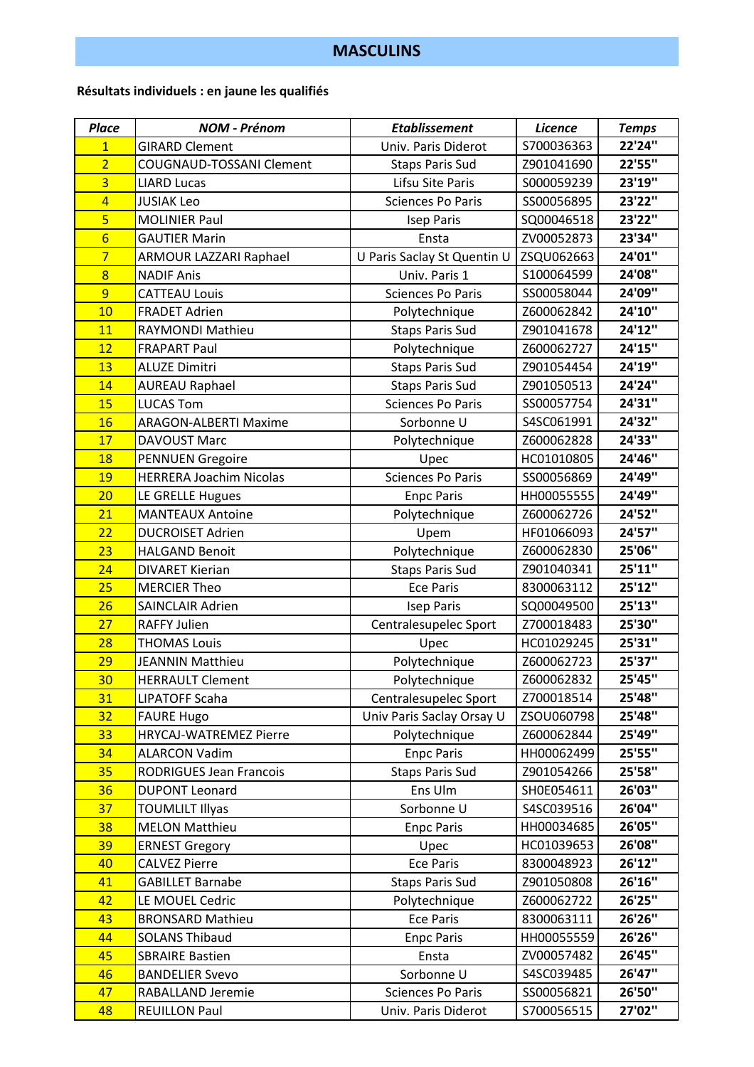## MASCULINS

**Résultats individuels : en jaune les qualifiés**

| *Place* | *NOM - Prénom* | *Etablissement* | *Licence* | *Temps* |
|---|---|---|---|---|
| 1 | GIRARD Clement | Univ. Paris Diderot | S700036363 | **22'24''** |
| 2 | COUGNAUD-TOSSANI Clement | Staps Paris Sud | Z901041690 | **22'55''** |
| 3 | LIARD Lucas | Lifsu Site Paris | S000059239 | **23'19''** |
| 4 | JUSIAK Leo | Sciences Po Paris | SS00056895 | **23'22''** |
| 5 | MOLINIER Paul | Isep Paris | SQ00046518 | **23'22''** |
| 6 | GAUTIER Marin | Ensta | ZV00052873 | **23'34''** |
| 7 | ARMOUR LAZZARI Raphael | U Paris Saclay St Quentin U | ZSQU062663 | **24'01''** |
| 8 | NADIF Anis | Univ. Paris 1 | S100064599 | **24'08''** |
| 9 | CATTEAU Louis | Sciences Po Paris | SS00058044 | **24'09''** |
| 10 | FRADET Adrien | Polytechnique | Z600062842 | **24'10''** |
| 11 | RAYMONDI Mathieu | Staps Paris Sud | Z901041678 | **24'12''** |
| 12 | FRAPART Paul | Polytechnique | Z600062727 | **24'15''** |
| 13 | ALUZE Dimitri | Staps Paris Sud | Z901054454 | **24'19''** |
| 14 | AUREAU Raphael | Staps Paris Sud | Z901050513 | **24'24''** |
| 15 | LUCAS Tom | Sciences Po Paris | SS00057754 | **24'31''** |
| 16 | ARAGON-ALBERTI Maxime | Sorbonne U | S4SC061991 | **24'32''** |
| 17 | DAVOUST Marc | Polytechnique | Z600062828 | **24'33''** |
| 18 | PENNUEN Gregoire | Upec | HC01010805 | **24'46''** |
| 19 | HERRERA Joachim Nicolas | Sciences Po Paris | SS00056869 | **24'49''** |
| 20 | LE GRELLE Hugues | Enpc Paris | HH00055555 | **24'49''** |
| 21 | MANTEAUX Antoine | Polytechnique | Z600062726 | **24'52''** |
| 22 | DUCROISET Adrien | Upem | HF01066093 | **24'57''** |
| 23 | HALGAND Benoit | Polytechnique | Z600062830 | **25'06''** |
| 24 | DIVARET Kierian | Staps Paris Sud | Z901040341 | **25'11''** |
| 25 | MERCIER Theo | Ece Paris | 8300063112 | **25'12''** |
| 26 | SAINCLAIR Adrien | Isep Paris | SQ00049500 | **25'13''** |
| 27 | RAFFY Julien | Centralesupelec Sport | Z700018483 | **25'30''** |
| 28 | THOMAS Louis | Upec | HC01029245 | **25'31''** |
| 29 | JEANNIN Matthieu | Polytechnique | Z600062723 | **25'37''** |
| 30 | HERRAULT Clement | Polytechnique | Z600062832 | **25'45''** |
| 31 | LIPATOFF Scaha | Centralesupelec Sport | Z700018514 | **25'48''** |
| 32 | FAURE Hugo | Univ Paris Saclay Orsay U | ZSOU060798 | **25'48''** |
| 33 | HRYCAJ-WATREMEZ Pierre | Polytechnique | Z600062844 | **25'49''** |
| 34 | ALARCON Vadim | Enpc Paris | HH00062499 | **25'55''** |
| 35 | RODRIGUES Jean Francois | Staps Paris Sud | Z901054266 | **25'58''** |
| 36 | DUPONT Leonard | Ens Ulm | SH0E054611 | **26'03''** |
| 37 | TOUMLILT Illyas | Sorbonne U | S4SC039516 | **26'04''** |
| 38 | MELON Matthieu | Enpc Paris | HH00034685 | **26'05''** |
| 39 | ERNEST Gregory | Upec | HC01039653 | **26'08''** |
| 40 | CALVEZ Pierre | Ece Paris | 8300048923 | **26'12''** |
| 41 | GABILLET Barnabe | Staps Paris Sud | Z901050808 | **26'16''** |
| 42 | LE MOUEL Cedric | Polytechnique | Z600062722 | **26'25''** |
| 43 | BRONSARD Mathieu | Ece Paris | 8300063111 | **26'26''** |
| 44 | SOLANS Thibaud | Enpc Paris | HH00055559 | **26'26''** |
| 45 | SBRAIRE Bastien | Ensta | ZV00057482 | **26'45''** |
| 46 | BANDELIER Svevo | Sorbonne U | S4SC039485 | **26'47''** |
| 47 | RABALLAND Jeremie | Sciences Po Paris | SS00056821 | **26'50''** |
| 48 | REUILLON Paul | Univ. Paris Diderot | S700056515 | **27'02''** |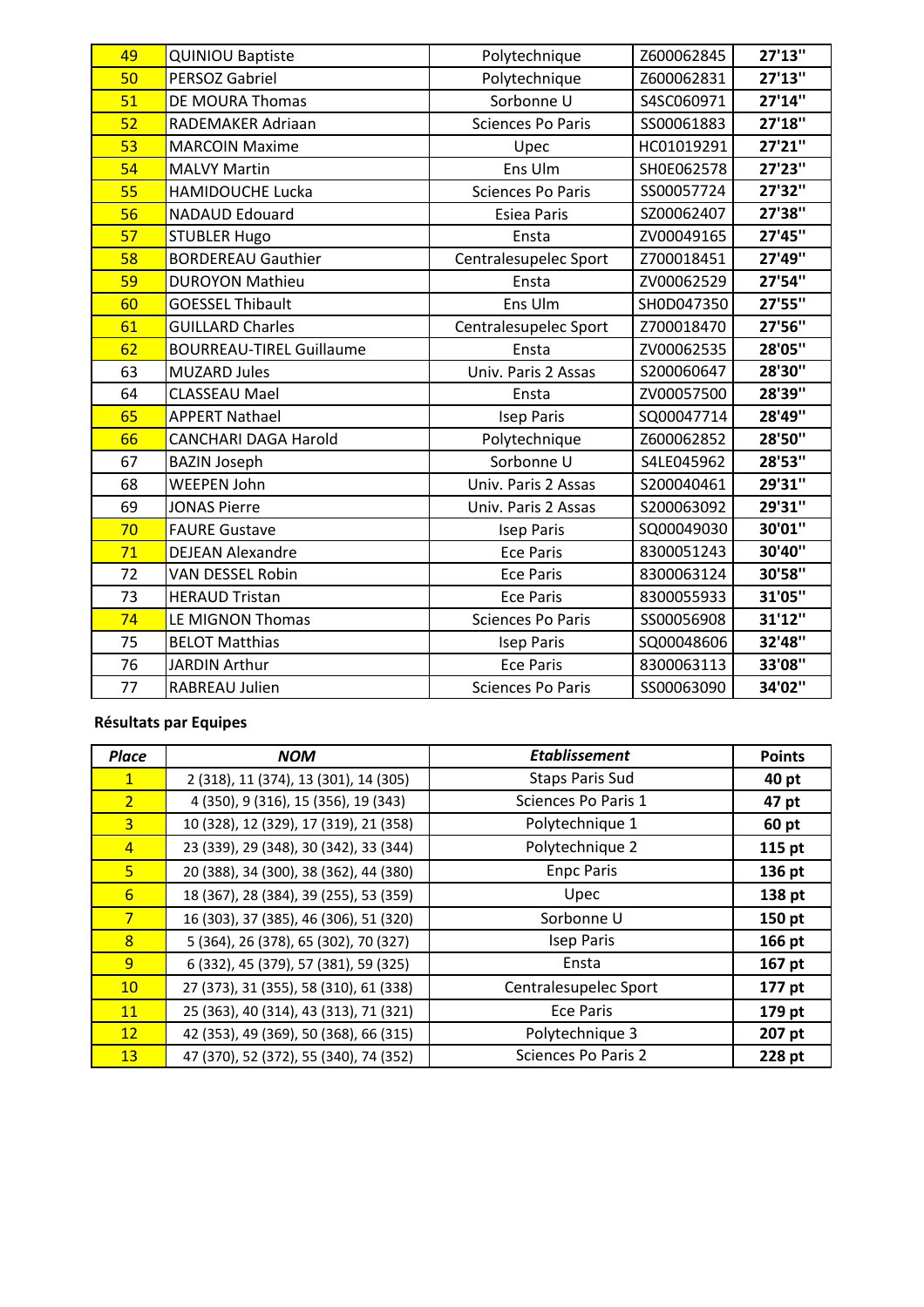| | | | | |
|---|---|---|---|---|
| 49 | QUINIOU Baptiste | Polytechnique | Z600062845 | **27'13''** |
| 50 | PERSOZ Gabriel | Polytechnique | Z600062831 | **27'13''** |
| 51 | DE MOURA Thomas | Sorbonne U | S4SC060971 | **27'14''** |
| 52 | RADEMAKER Adriaan | Sciences Po Paris | SS00061883 | **27'18''** |
| 53 | MARCOIN Maxime | Upec | HC01019291 | **27'21''** |
| 54 | MALVY Martin | Ens Ulm | SH0E062578 | **27'23''** |
| 55 | HAMIDOUCHE Lucka | Sciences Po Paris | SS00057724 | **27'32''** |
| 56 | NADAUD Edouard | Esiea Paris | SZ00062407 | **27'38''** |
| 57 | STUBLER Hugo | Ensta | ZV00049165 | **27'45''** |
| 58 | BORDEREAU Gauthier | Centralesupelec Sport | Z700018451 | **27'49''** |
| 59 | DUROYON Mathieu | Ensta | ZV00062529 | **27'54''** |
| 60 | GOESSEL Thibault | Ens Ulm | SH0D047350 | **27'55''** |
| 61 | GUILLARD Charles | Centralesupelec Sport | Z700018470 | **27'56''** |
| 62 | BOURREAU-TIREL Guillaume | Ensta | ZV00062535 | **28'05''** |
| 63 | MUZARD Jules | Univ. Paris 2 Assas | S200060647 | **28'30''** |
| 64 | CLASSEAU Mael | Ensta | ZV00057500 | **28'39''** |
| 65 | APPERT Nathael | Isep Paris | SQ00047714 | **28'49''** |
| 66 | CANCHARI DAGA Harold | Polytechnique | Z600062852 | **28'50''** |
| 67 | BAZIN Joseph | Sorbonne U | S4LE045962 | **28'53''** |
| 68 | WEEPEN John | Univ. Paris 2 Assas | S200040461 | **29'31''** |
| 69 | JONAS Pierre | Univ. Paris 2 Assas | S200063092 | **29'31''** |
| 70 | FAURE Gustave | Isep Paris | SQ00049030 | **30'01''** |
| 71 | DEJEAN Alexandre | Ece Paris | 8300051243 | **30'40''** |
| 72 | VAN DESSEL Robin | Ece Paris | 8300063124 | **30'58''** |
| 73 | HERAUD Tristan | Ece Paris | 8300055933 | **31'05''** |
| 74 | LE MIGNON Thomas | Sciences Po Paris | SS00056908 | **31'12''** |
| 75 | BELOT Matthias | Isep Paris | SQ00048606 | **32'48''** |
| 76 | JARDIN Arthur | Ece Paris | 8300063113 | **33'08''** |
| 77 | RABREAU Julien | Sciences Po Paris | SS00063090 | **34'02''** |

**Résultats par Equipes**

| *Place* | *NOM* | *Etablissement* | Points |
|---|---|---|---|
| 1 | 2 (318), 11 (374), 13 (301), 14 (305) | Staps Paris Sud | **40 pt** |
| 2 | 4 (350), 9 (316), 15 (356), 19 (343) | Sciences Po Paris 1 | **47 pt** |
| 3 | 10 (328), 12 (329), 17 (319), 21 (358) | Polytechnique 1 | **60 pt** |
| 4 | 23 (339), 29 (348), 30 (342), 33 (344) | Polytechnique 2 | **115 pt** |
| 5 | 20 (388), 34 (300), 38 (362), 44 (380) | Enpc Paris | **136 pt** |
| 6 | 18 (367), 28 (384), 39 (255), 53 (359) | Upec | **138 pt** |
| 7 | 16 (303), 37 (385), 46 (306), 51 (320) | Sorbonne U | **150 pt** |
| 8 | 5 (364), 26 (378), 65 (302), 70 (327) | Isep Paris | **166 pt** |
| 9 | 6 (332), 45 (379), 57 (381), 59 (325) | Ensta | **167 pt** |
| 10 | 27 (373), 31 (355), 58 (310), 61 (338) | Centralesupelec Sport | **177 pt** |
| 11 | 25 (363), 40 (314), 43 (313), 71 (321) | Ece Paris | **179 pt** |
| 12 | 42 (353), 49 (369), 50 (368), 66 (315) | Polytechnique 3 | **207 pt** |
| 13 | 47 (370), 52 (372), 55 (340), 74 (352) | Sciences Po Paris 2 | **228 pt** |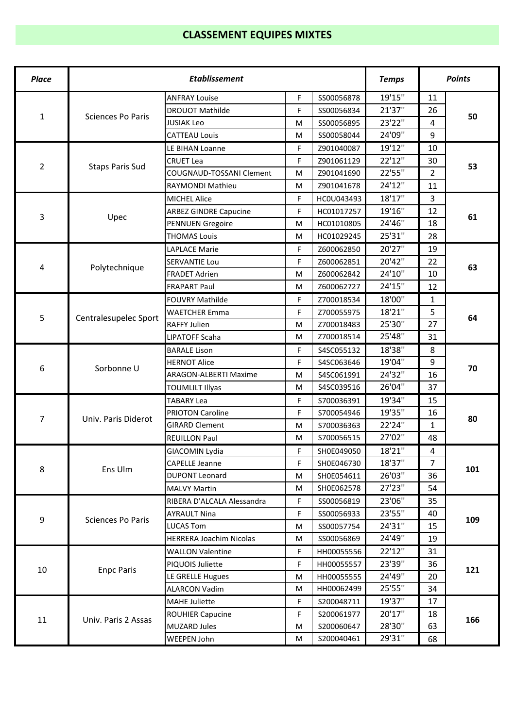# CLASSEMENT EQUIPES MIXTES

| Place | Etablissement | | | | Temps | Points | |
|---|---|---|---|---|---|---|---|
| 1 | Sciences Po Paris | ANFRAY Louise | F | SS00056878 | 19'15" | 11 | 50 |
| | | DROUOT Mathilde | F | SS00056834 | 21'37" | 26 | |
| | | JUSIAK Leo | M | SS00056895 | 23'22" | 4 | |
| | | CATTEAU Louis | M | SS00058044 | 24'09" | 9 | |
| 2 | Staps Paris Sud | LE BIHAN Loanne | F | Z901040087 | 19'12" | 10 | 53 |
| | | CRUET Lea | F | Z901061129 | 22'12" | 30 | |
| | | COUGNAUD-TOSSANI Clement | M | Z901041690 | 22'55" | 2 | |
| | | RAYMONDI Mathieu | M | Z901041678 | 24'12" | 11 | |
| 3 | Upec | MICHEL Alice | F | HC0U043493 | 18'17" | 3 | 61 |
| | | ARBEZ GINDRE Capucine | F | HC01017257 | 19'16" | 12 | |
| | | PENNUEN Gregoire | M | HC01010805 | 24'46" | 18 | |
| | | THOMAS Louis | M | HC01029245 | 25'31" | 28 | |
| 4 | Polytechnique | LAPLACE Marie | F | Z600062850 | 20'27" | 19 | 63 |
| | | SERVANTIE Lou | F | Z600062851 | 20'42" | 22 | |
| | | FRADET Adrien | M | Z600062842 | 24'10" | 10 | |
| | | FRAPART Paul | M | Z600062727 | 24'15" | 12 | |
| 5 | Centralesupelec Sport | FOUVRY Mathilde | F | Z700018534 | 18'00" | 1 | 64 |
| | | WAETCHER Emma | F | Z700055975 | 18'21" | 5 | |
| | | RAFFY Julien | M | Z700018483 | 25'30" | 27 | |
| | | LIPATOFF Scaha | M | Z700018514 | 25'48" | 31 | |
| 6 | Sorbonne U | BARALE Lison | F | S4SC055132 | 18'38" | 8 | 70 |
| | | HERNOT Alice | F | S4SC063646 | 19'04" | 9 | |
| | | ARAGON-ALBERTI Maxime | M | S4SC061991 | 24'32" | 16 | |
| | | TOUMLILT Illyas | M | S4SC039516 | 26'04" | 37 | |
| 7 | Univ. Paris Diderot | TABARY Lea | F | S700036391 | 19'34" | 15 | 80 |
| | | PRIOTON Caroline | F | S700054946 | 19'35" | 16 | |
| | | GIRARD Clement | M | S700036363 | 22'24" | 1 | |
| | | REUILLON Paul | M | S700056515 | 27'02" | 48 | |
| 8 | Ens Ulm | GIACOMIN Lydia | F | SH0E049050 | 18'21" | 4 | 101 |
| | | CAPELLE Jeanne | F | SH0E046730 | 18'37" | 7 | |
| | | DUPONT Leonard | M | SH0E054611 | 26'03" | 36 | |
| | | MALVY Martin | M | SH0E062578 | 27'23" | 54 | |
| 9 | Sciences Po Paris | RIBERA D'ALCALA Alessandra | F | SS00056819 | 23'06" | 35 | 109 |
| | | AYRAULT Nina | F | SS00056933 | 23'55" | 40 | |
| | | LUCAS Tom | M | SS00057754 | 24'31" | 15 | |
| | | HERRERA Joachim Nicolas | M | SS00056869 | 24'49" | 19 | |
| 10 | Enpc Paris | WALLON Valentine | F | HH00055556 | 22'12" | 31 | 121 |
| | | PIQUOIS Juliette | F | HH00055557 | 23'39" | 36 | |
| | | LE GRELLE Hugues | M | HH00055555 | 24'49" | 20 | |
| | | ALARCON Vadim | M | HH00062499 | 25'55" | 34 | |
| 11 | Univ. Paris 2 Assas | MAHE Juliette | F | S200048711 | 19'37" | 17 | 166 |
| | | ROUHIER Capucine | F | S200061977 | 20'17" | 18 | |
| | | MUZARD Jules | M | S200060647 | 28'30" | 63 | |
| | | WEEPEN John | M | S200040461 | 29'31" | 68 | |